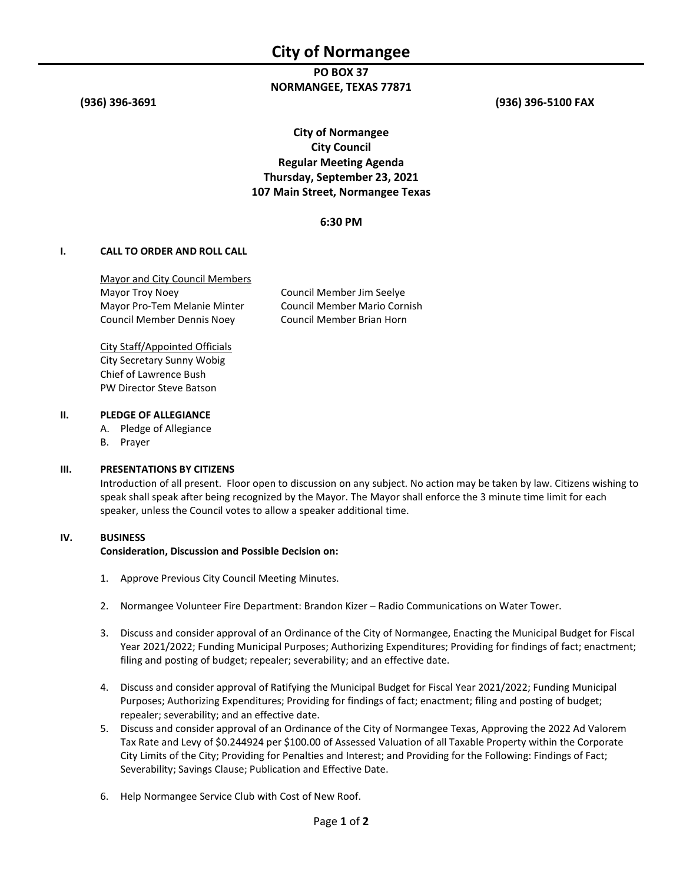# City of Normangee

**PO BOX 37**
**NORMANGEE, TEXAS 77871**

**(936) 396-3691** **(936) 396-5100 FAX**

**City of Normangee**
**City Council**
**Regular Meeting Agenda**
**Thursday, September 23, 2021**
**107 Main Street, Normangee Texas**

**6:30 PM**

## I. CALL TO ORDER AND ROLL CALL

Mayor and City Council Members

Mayor Troy Noey
Mayor Pro-Tem Melanie Minter
Council Member Dennis Noey
Council Member Jim Seelye
Council Member Mario Cornish
Council Member Brian Horn

City Staff/Appointed Officials

City Secretary Sunny Wobig
Chief of Lawrence Bush
PW Director Steve Batson

## II. PLEDGE OF ALLEGIANCE

A. Pledge of Allegiance
B. Prayer

## III. PRESENTATIONS BY CITIZENS

Introduction of all present. Floor open to discussion on any subject. No action may be taken by law. Citizens wishing to speak shall speak after being recognized by the Mayor. The Mayor shall enforce the 3 minute time limit for each speaker, unless the Council votes to allow a speaker additional time.

## IV. BUSINESS

**Consideration, Discussion and Possible Decision on:**

1. Approve Previous City Council Meeting Minutes.
2. Normangee Volunteer Fire Department: Brandon Kizer – Radio Communications on Water Tower.
3. Discuss and consider approval of an Ordinance of the City of Normangee, Enacting the Municipal Budget for Fiscal Year 2021/2022; Funding Municipal Purposes; Authorizing Expenditures; Providing for findings of fact; enactment; filing and posting of budget; repealer; severability; and an effective date.
4. Discuss and consider approval of Ratifying the Municipal Budget for Fiscal Year 2021/2022; Funding Municipal Purposes; Authorizing Expenditures; Providing for findings of fact; enactment; filing and posting of budget; repealer; severability; and an effective date.
5. Discuss and consider approval of an Ordinance of the City of Normangee Texas, Approving the 2022 Ad Valorem Tax Rate and Levy of $0.244924 per $100.00 of Assessed Valuation of all Taxable Property within the Corporate City Limits of the City; Providing for Penalties and Interest; and Providing for the Following: Findings of Fact; Severability; Savings Clause; Publication and Effective Date.
6. Help Normangee Service Club with Cost of New Roof.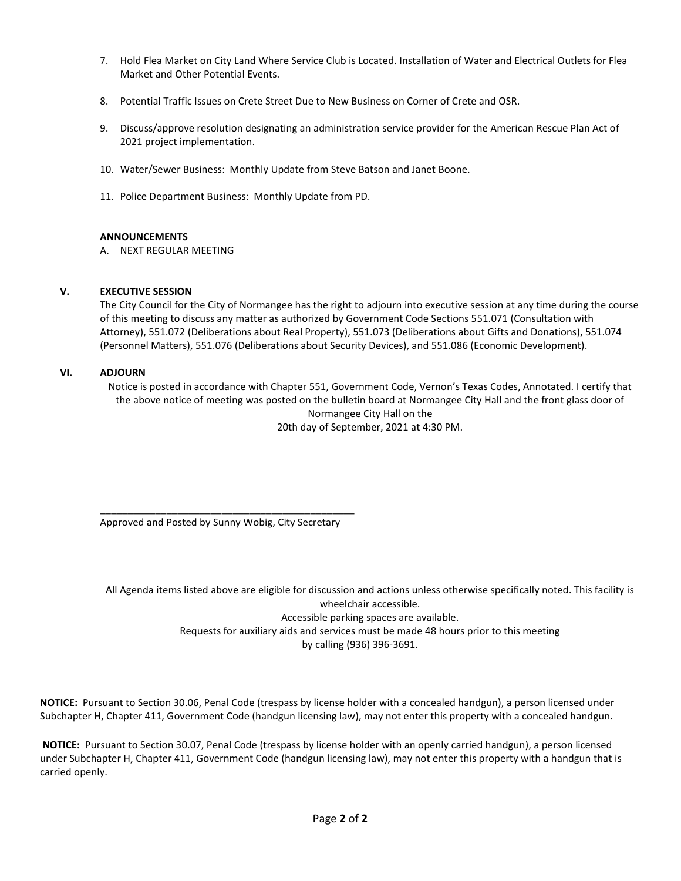7. Hold Flea Market on City Land Where Service Club is Located. Installation of Water and Electrical Outlets for Flea Market and Other Potential Events.

8. Potential Traffic Issues on Crete Street Due to New Business on Corner of Crete and OSR.

9. Discuss/approve resolution designating an administration service provider for the American Rescue Plan Act of 2021 project implementation.

10. Water/Sewer Business: Monthly Update from Steve Batson and Janet Boone.

11. Police Department Business: Monthly Update from PD.

**ANNOUNCEMENTS**

A. NEXT REGULAR MEETING

## V. EXECUTIVE SESSION

The City Council for the City of Normangee has the right to adjourn into executive session at any time during the course of this meeting to discuss any matter as authorized by Government Code Sections 551.071 (Consultation with Attorney), 551.072 (Deliberations about Real Property), 551.073 (Deliberations about Gifts and Donations), 551.074 (Personnel Matters), 551.076 (Deliberations about Security Devices), and 551.086 (Economic Development).

## VI. ADJOURN

Notice is posted in accordance with Chapter 551, Government Code, Vernon's Texas Codes, Annotated. I certify that the above notice of meeting was posted on the bulletin board at Normangee City Hall and the front glass door of Normangee City Hall on the 20th day of September, 2021 at 4:30 PM.

\_\_\_\_\_\_\_\_\_\_\_\_\_\_\_\_\_\_\_\_\_\_\_\_\_\_\_\_\_\_\_\_\_\_\_\_\_\_\_\_\_\_\_\_

Approved and Posted by Sunny Wobig, City Secretary

All Agenda items listed above are eligible for discussion and actions unless otherwise specifically noted. This facility is wheelchair accessible.
Accessible parking spaces are available.
Requests for auxiliary aids and services must be made 48 hours prior to this meeting by calling (936) 396-3691.

**NOTICE:** Pursuant to Section 30.06, Penal Code (trespass by license holder with a concealed handgun), a person licensed under Subchapter H, Chapter 411, Government Code (handgun licensing law), may not enter this property with a concealed handgun.

**NOTICE:** Pursuant to Section 30.07, Penal Code (trespass by license holder with an openly carried handgun), a person licensed under Subchapter H, Chapter 411, Government Code (handgun licensing law), may not enter this property with a handgun that is carried openly.